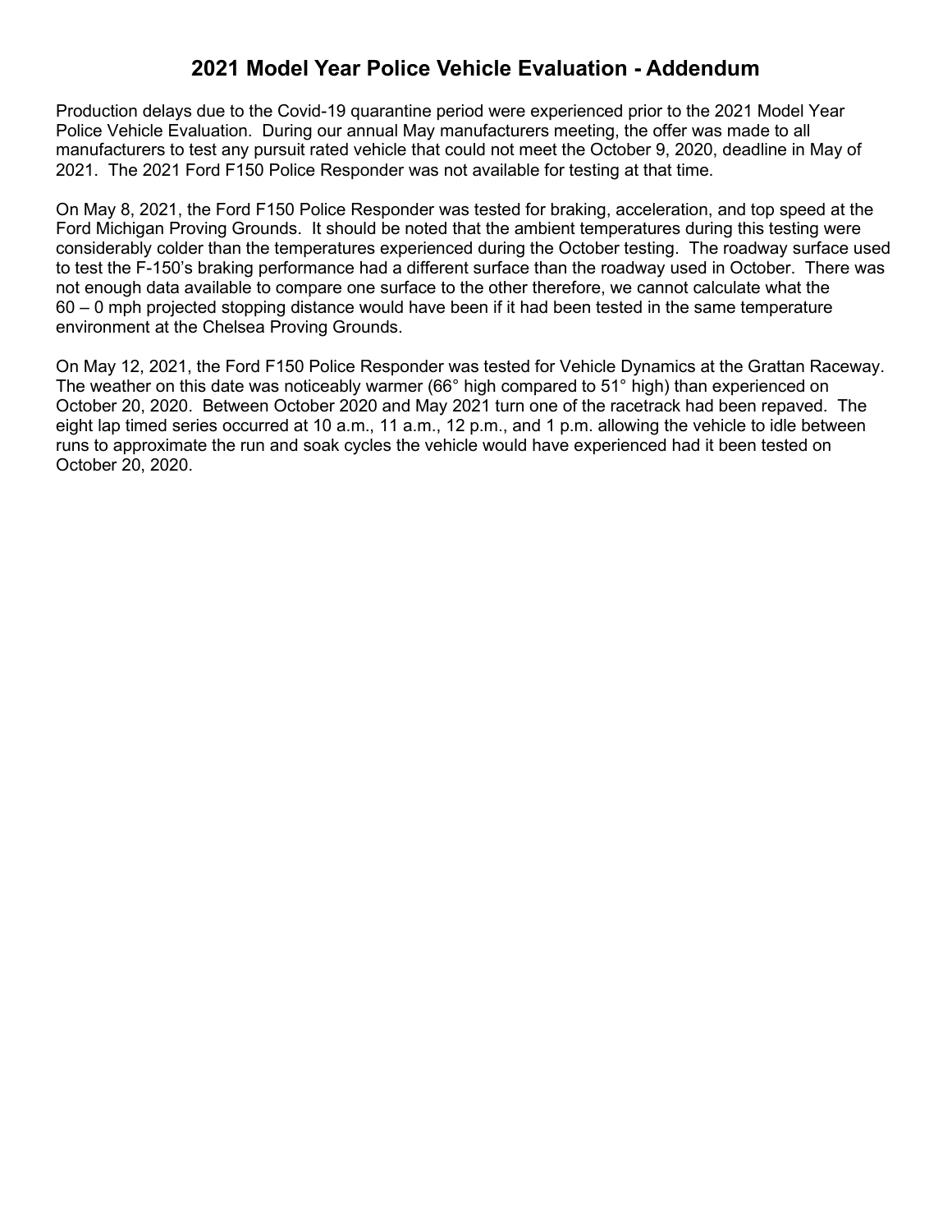# 2021 Model Year Police Vehicle Evaluation - Addendum

Production delays due to the Covid-19 quarantine period were experienced prior to the 2021 Model Year Police Vehicle Evaluation. During our annual May manufacturers meeting, the offer was made to all manufacturers to test any pursuit rated vehicle that could not meet the October 9, 2020, deadline in May of 2021. The 2021 Ford F150 Police Responder was not available for testing at that time.

On May 8, 2021, the Ford F150 Police Responder was tested for braking, acceleration, and top speed at the Ford Michigan Proving Grounds. It should be noted that the ambient temperatures during this testing were considerably colder than the temperatures experienced during the October testing. The roadway surface used to test the F-150's braking performance had a different surface than the roadway used in October. There was not enough data available to compare one surface to the other therefore, we cannot calculate what the 60 – 0 mph projected stopping distance would have been if it had been tested in the same temperature environment at the Chelsea Proving Grounds.

On May 12, 2021, the Ford F150 Police Responder was tested for Vehicle Dynamics at the Grattan Raceway. The weather on this date was noticeably warmer (66° high compared to 51° high) than experienced on October 20, 2020. Between October 2020 and May 2021 turn one of the racetrack had been repaved. The eight lap timed series occurred at 10 a.m., 11 a.m., 12 p.m., and 1 p.m. allowing the vehicle to idle between runs to approximate the run and soak cycles the vehicle would have experienced had it been tested on October 20, 2020.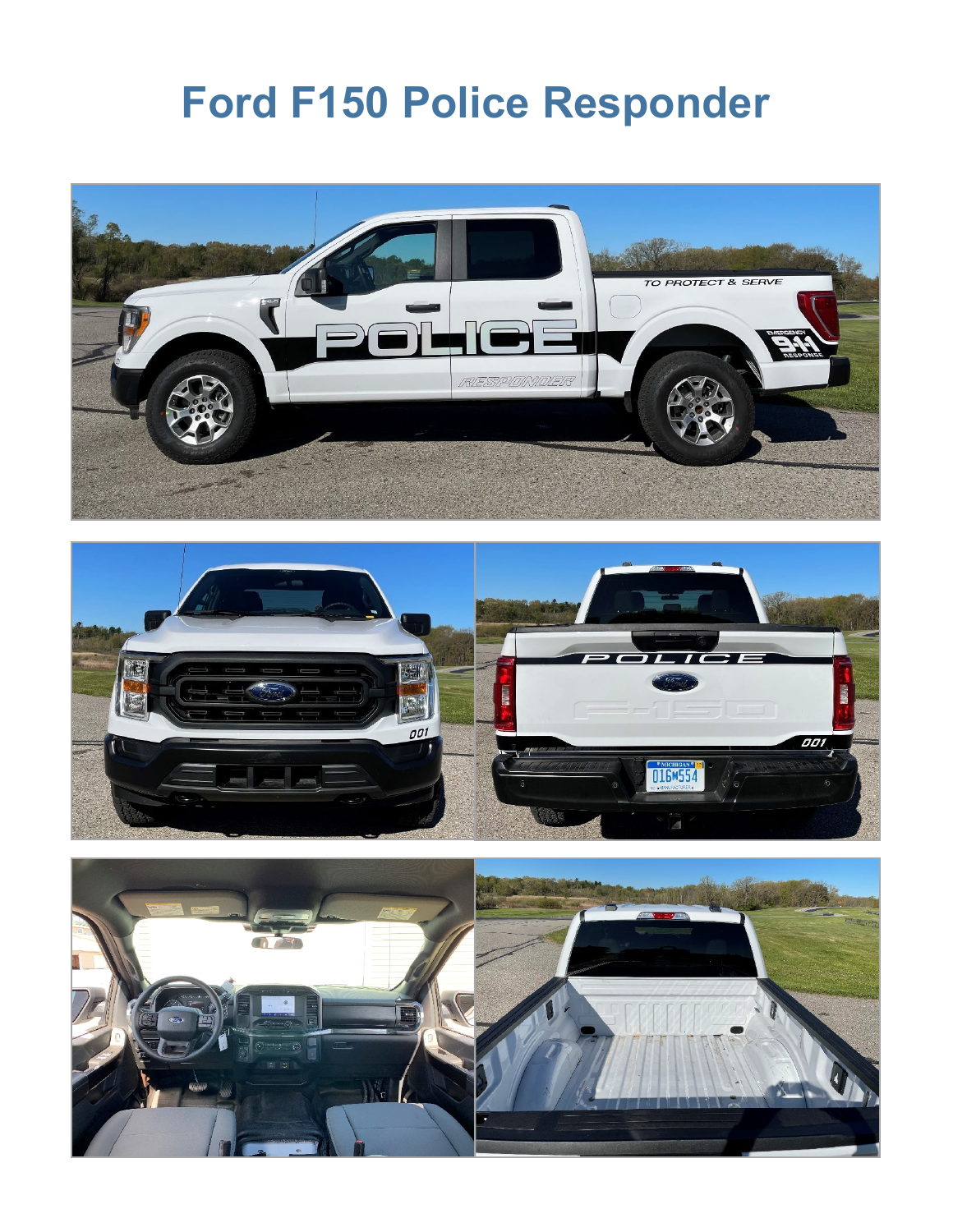# Ford F150 Police Responder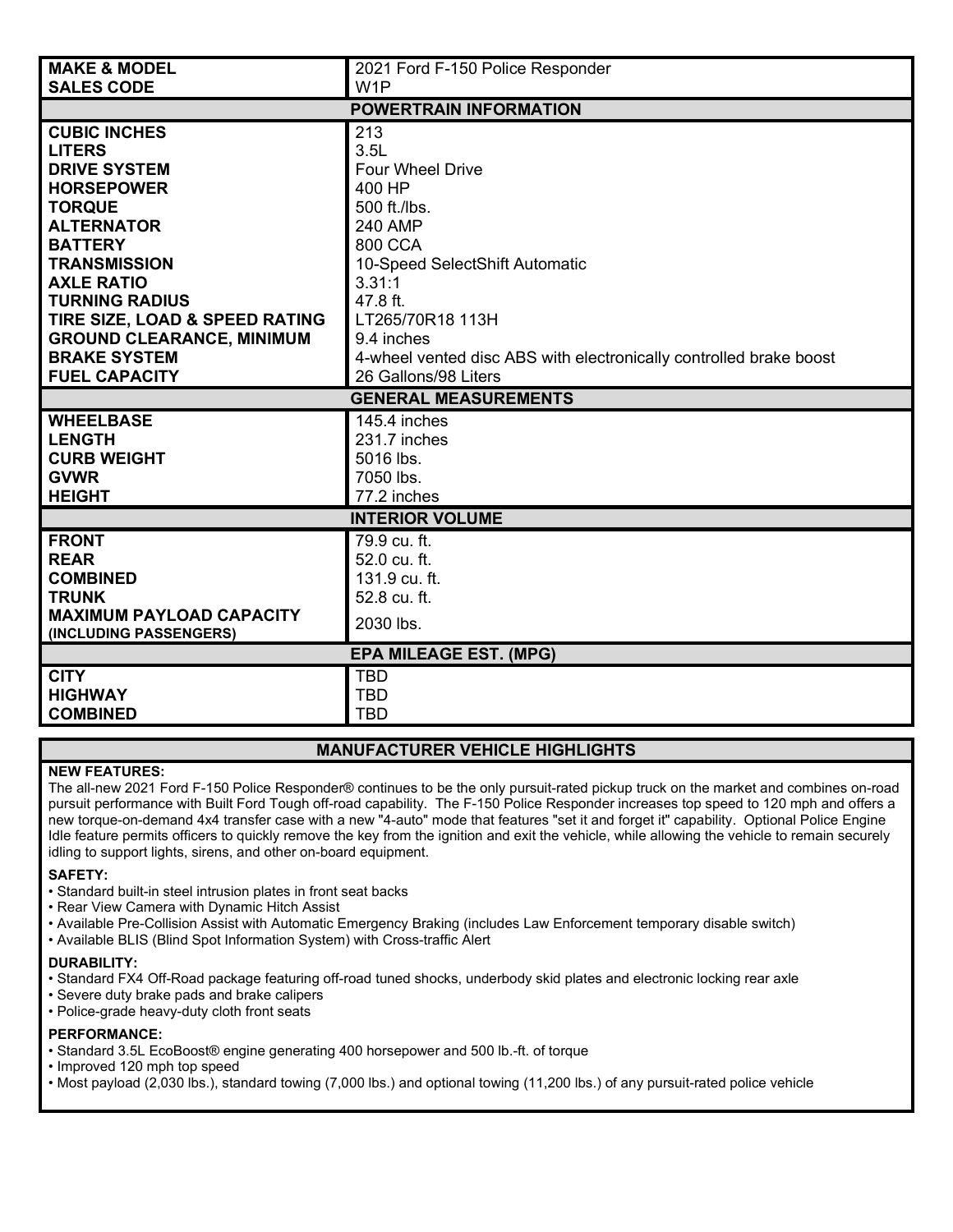| MAKE & MODEL | 2021 Ford F-150 Police Responder |
| --- | --- |
| SALES CODE | W1P |
| **POWERTRAIN INFORMATION** | |
| CUBIC INCHES | 213 |
| LITERS | 3.5L |
| DRIVE SYSTEM | Four Wheel Drive |
| HORSEPOWER | 400 HP |
| TORQUE | 500 ft./lbs. |
| ALTERNATOR | 240 AMP |
| BATTERY | 800 CCA |
| TRANSMISSION | 10-Speed SelectShift Automatic |
| AXLE RATIO | 3.31:1 |
| TURNING RADIUS | 47.8 ft. |
| TIRE SIZE, LOAD & SPEED RATING | LT265/70R18 113H |
| GROUND CLEARANCE, MINIMUM | 9.4 inches |
| BRAKE SYSTEM | 4-wheel vented disc ABS with electronically controlled brake boost |
| FUEL CAPACITY | 26 Gallons/98 Liters |
| **GENERAL MEASUREMENTS** | |
| WHEELBASE | 145.4 inches |
| LENGTH | 231.7 inches |
| CURB WEIGHT | 5016 lbs. |
| GVWR | 7050 lbs. |
| HEIGHT | 77.2 inches |
| **INTERIOR VOLUME** | |
| FRONT | 79.9 cu. ft. |
| REAR | 52.0 cu. ft. |
| COMBINED | 131.9 cu. ft. |
| TRUNK | 52.8 cu. ft. |
| MAXIMUM PAYLOAD CAPACITY (INCLUDING PASSENGERS) | 2030 lbs. |
| **EPA MILEAGE EST. (MPG)** | |
| CITY | TBD |
| HIGHWAY | TBD |
| COMBINED | TBD |

## MANUFACTURER VEHICLE HIGHLIGHTS

**NEW FEATURES:**

The all-new 2021 Ford F-150 Police Responder® continues to be the only pursuit-rated pickup truck on the market and combines on-road pursuit performance with Built Ford Tough off-road capability. The F-150 Police Responder increases top speed to 120 mph and offers a new torque-on-demand 4x4 transfer case with a new "4-auto" mode that features "set it and forget it" capability. Optional Police Engine Idle feature permits officers to quickly remove the key from the ignition and exit the vehicle, while allowing the vehicle to remain securely idling to support lights, sirens, and other on-board equipment.

**SAFETY:**

- Standard built-in steel intrusion plates in front seat backs
- Rear View Camera with Dynamic Hitch Assist
- Available Pre-Collision Assist with Automatic Emergency Braking (includes Law Enforcement temporary disable switch)
- Available BLIS (Blind Spot Information System) with Cross-traffic Alert

**DURABILITY:**

- Standard FX4 Off-Road package featuring off-road tuned shocks, underbody skid plates and electronic locking rear axle
- Severe duty brake pads and brake calipers
- Police-grade heavy-duty cloth front seats

**PERFORMANCE:**

- Standard 3.5L EcoBoost® engine generating 400 horsepower and 500 lb.-ft. of torque
- Improved 120 mph top speed
- Most payload (2,030 lbs.), standard towing (7,000 lbs.) and optional towing (11,200 lbs.) of any pursuit-rated police vehicle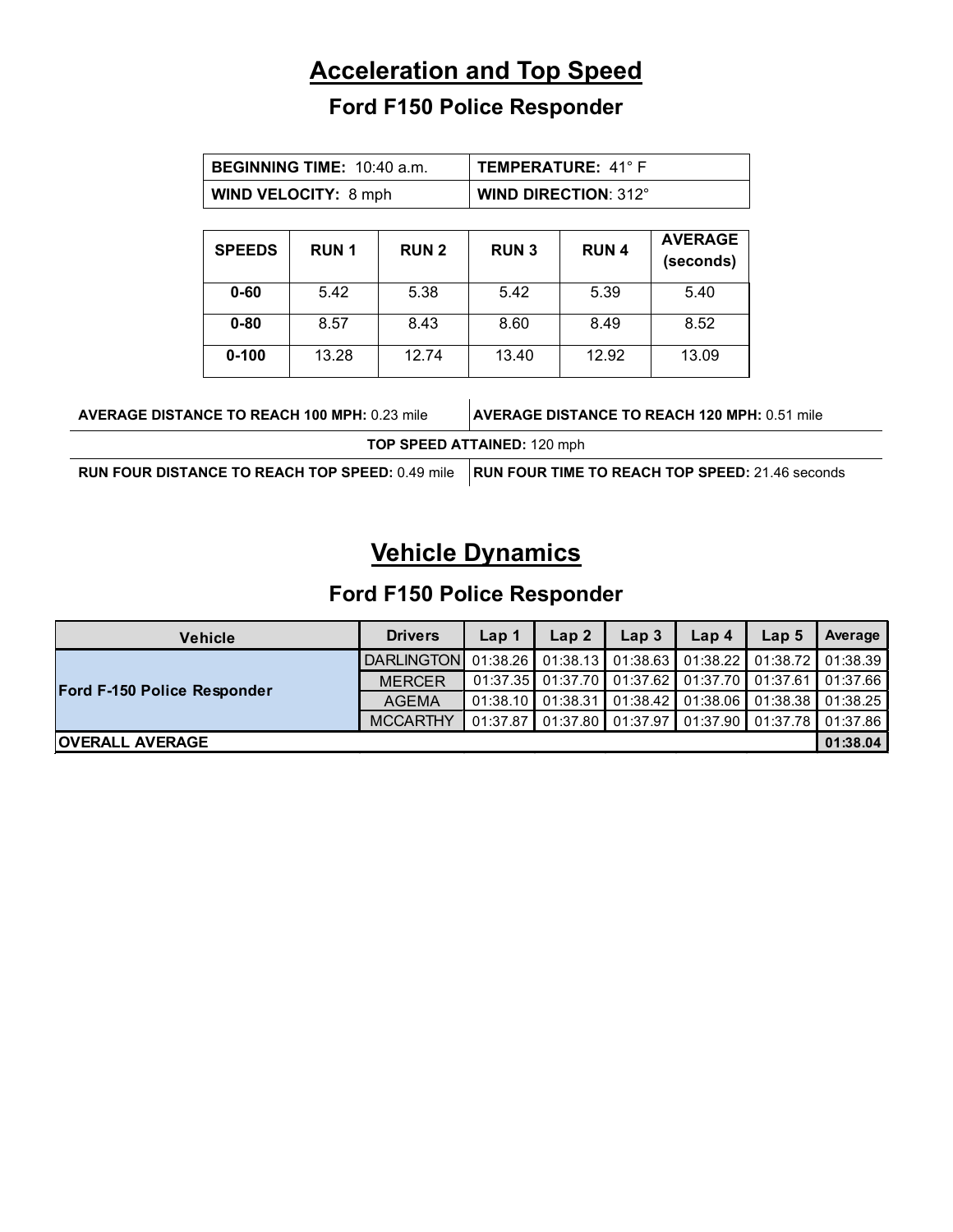# Acceleration and Top Speed

## Ford F150 Police Responder

| **BEGINNING TIME:** 10:40 a.m. | **TEMPERATURE:** 41° F |
|---|---|
| **WIND VELOCITY:** 8 mph | **WIND DIRECTION**: 312° |

| SPEEDS | RUN 1 | RUN 2 | RUN 3 | RUN 4 | AVERAGE (seconds) |
|---|---|---|---|---|---|
| **0-60** | 5.42 | 5.38 | 5.42 | 5.39 | 5.40 |
| **0-80** | 8.57 | 8.43 | 8.60 | 8.49 | 8.52 |
| **0-100** | 13.28 | 12.74 | 13.40 | 12.92 | 13.09 |

| **AVERAGE DISTANCE TO REACH 100 MPH:** 0.23 mile | **AVERAGE DISTANCE TO REACH 120 MPH:** 0.51 mile |
|---|---|
| **TOP SPEED ATTAINED:** 120 mph | |
| **RUN FOUR DISTANCE TO REACH TOP SPEED:** 0.49 mile | **RUN FOUR TIME TO REACH TOP SPEED:** 21.46 seconds |

# Vehicle Dynamics

## Ford F150 Police Responder

| Vehicle | Drivers | Lap 1 | Lap 2 | Lap 3 | Lap 4 | Lap 5 | Average |
|---|---|---|---|---|---|---|---|
| **Ford F-150 Police Responder** | DARLINGTON | 01:38.26 | 01:38.13 | 01:38.63 | 01:38.22 | 01:38.72 | 01:38.39 |
| | MERCER | 01:37.35 | 01:37.70 | 01:37.62 | 01:37.70 | 01:37.61 | 01:37.66 |
| | AGEMA | 01:38.10 | 01:38.31 | 01:38.42 | 01:38.06 | 01:38.38 | 01:38.25 |
| | MCCARTHY | 01:37.87 | 01:37.80 | 01:37.97 | 01:37.90 | 01:37.78 | 01:37.86 |
| **OVERALL AVERAGE** | | | | | | | **01:38.04** |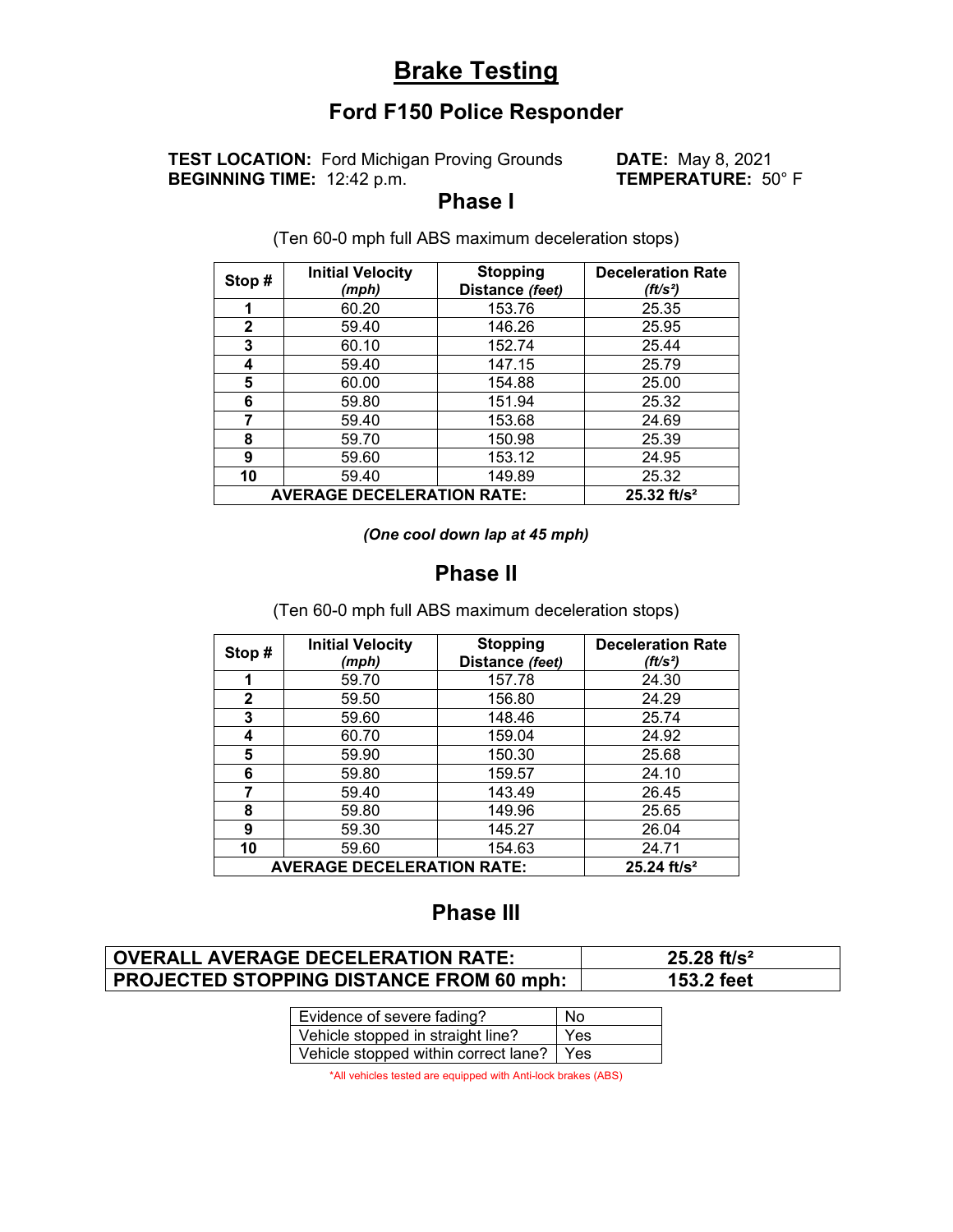# Brake Testing

## Ford F150 Police Responder

**TEST LOCATION:** Ford Michigan Proving Grounds  **DATE:** May 8, 2021
**BEGINNING TIME:** 12:42 p.m.  **TEMPERATURE:** 50° F

## Phase I

(Ten 60-0 mph full ABS maximum deceleration stops)

| Stop # | Initial Velocity *(mph)* | Stopping Distance *(feet)* | Deceleration Rate *(ft/s²)* |
|---|---|---|---|
| **1** | 60.20 | 153.76 | 25.35 |
| **2** | 59.40 | 146.26 | 25.95 |
| **3** | 60.10 | 152.74 | 25.44 |
| **4** | 59.40 | 147.15 | 25.79 |
| **5** | 60.00 | 154.88 | 25.00 |
| **6** | 59.80 | 151.94 | 25.32 |
| **7** | 59.40 | 153.68 | 24.69 |
| **8** | 59.70 | 150.98 | 25.39 |
| **9** | 59.60 | 153.12 | 24.95 |
| **10** | 59.40 | 149.89 | 25.32 |
| **AVERAGE DECELERATION RATE:** | | | **25.32 ft/s²** |

***(One cool down lap at 45 mph)***

## Phase II

(Ten 60-0 mph full ABS maximum deceleration stops)

| Stop # | Initial Velocity *(mph)* | Stopping Distance *(feet)* | Deceleration Rate *(ft/s²)* |
|---|---|---|---|
| **1** | 59.70 | 157.78 | 24.30 |
| **2** | 59.50 | 156.80 | 24.29 |
| **3** | 59.60 | 148.46 | 25.74 |
| **4** | 60.70 | 159.04 | 24.92 |
| **5** | 59.90 | 150.30 | 25.68 |
| **6** | 59.80 | 159.57 | 24.10 |
| **7** | 59.40 | 143.49 | 26.45 |
| **8** | 59.80 | 149.96 | 25.65 |
| **9** | 59.30 | 145.27 | 26.04 |
| **10** | 59.60 | 154.63 | 24.71 |
| **AVERAGE DECELERATION RATE:** | | | **25.24 ft/s²** |

## Phase III

| | |
|---|---|
| **OVERALL AVERAGE DECELERATION RATE:** | **25.28 ft/s²** |
| **PROJECTED STOPPING DISTANCE FROM 60 mph:** | **153.2 feet** |

| | |
|---|---|
| Evidence of severe fading? | No |
| Vehicle stopped in straight line? | Yes |
| Vehicle stopped within correct lane? | Yes |

*All vehicles tested are equipped with Anti-lock brakes (ABS)